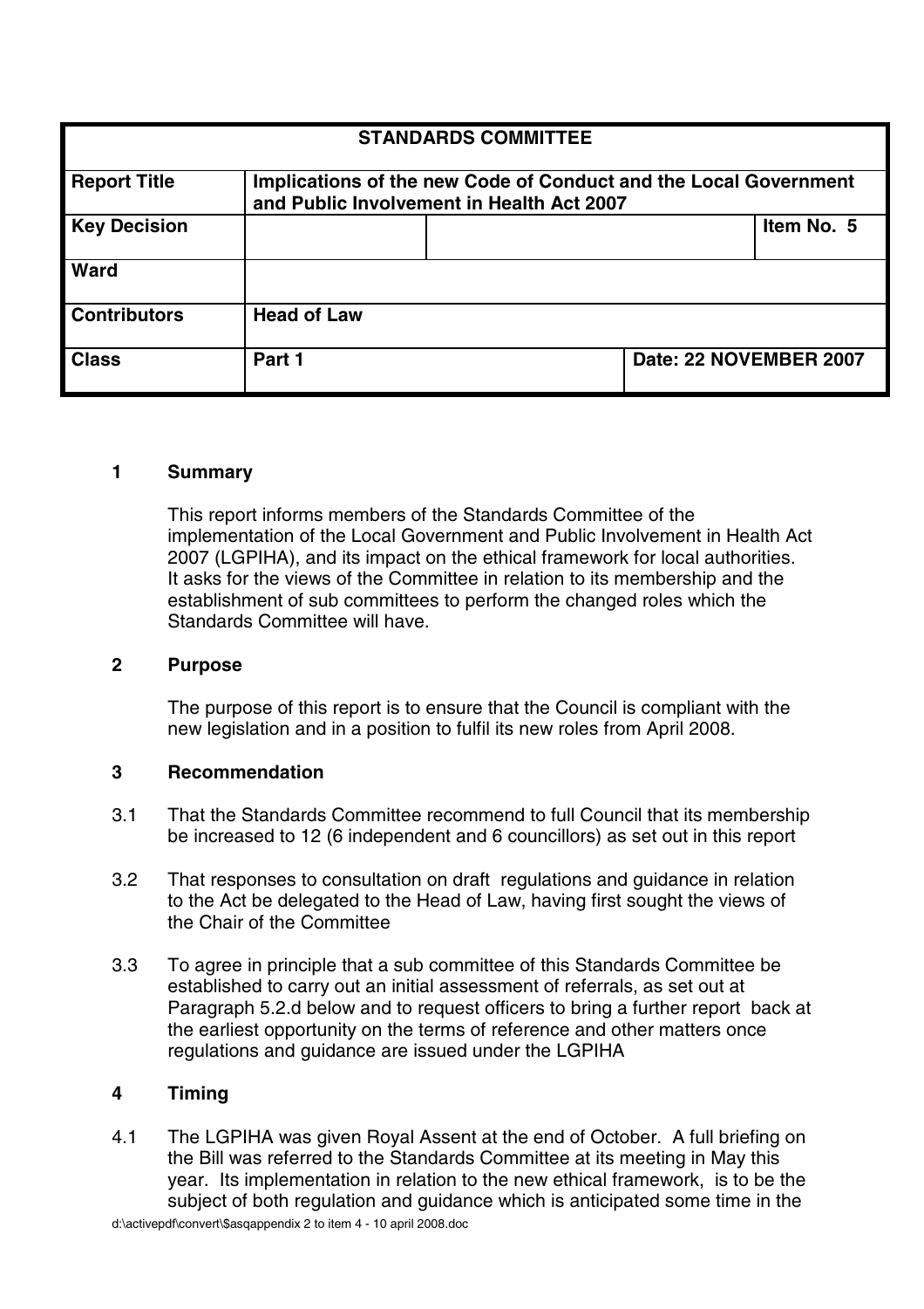| STANDARDS COMMITTEE | | | |
|---|---|---|---|
| **Report Title** | **Implications of the new Code of Conduct and the Local Government and Public Involvement in Health Act 2007** | | |
| **Key Decision** | | | **Item No. 5** |
| **Ward** | | | |
| **Contributors** | **Head of Law** | | |
| **Class** | **Part 1** | **Date: 22 NOVEMBER 2007** | |

## 1 Summary

This report informs members of the Standards Committee of the implementation of the Local Government and Public Involvement in Health Act 2007 (LGPIHA), and its impact on the ethical framework for local authorities. It asks for the views of the Committee in relation to its membership and the establishment of sub committees to perform the changed roles which the Standards Committee will have.

## 2 Purpose

The purpose of this report is to ensure that the Council is compliant with the new legislation and in a position to fulfil its new roles from April 2008.

## 3 Recommendation

3.1 That the Standards Committee recommend to full Council that its membership be increased to 12 (6 independent and 6 councillors) as set out in this report

3.2 That responses to consultation on draft regulations and guidance in relation to the Act be delegated to the Head of Law, having first sought the views of the Chair of the Committee

3.3 To agree in principle that a sub committee of this Standards Committee be established to carry out an initial assessment of referrals, as set out at Paragraph 5.2.d below and to request officers to bring a further report back at the earliest opportunity on the terms of reference and other matters once regulations and guidance are issued under the LGPIHA

## 4 Timing

4.1 The LGPIHA was given Royal Assent at the end of October. A full briefing on the Bill was referred to the Standards Committee at its meeting in May this year. Its implementation in relation to the new ethical framework, is to be the subject of both regulation and guidance which is anticipated some time in the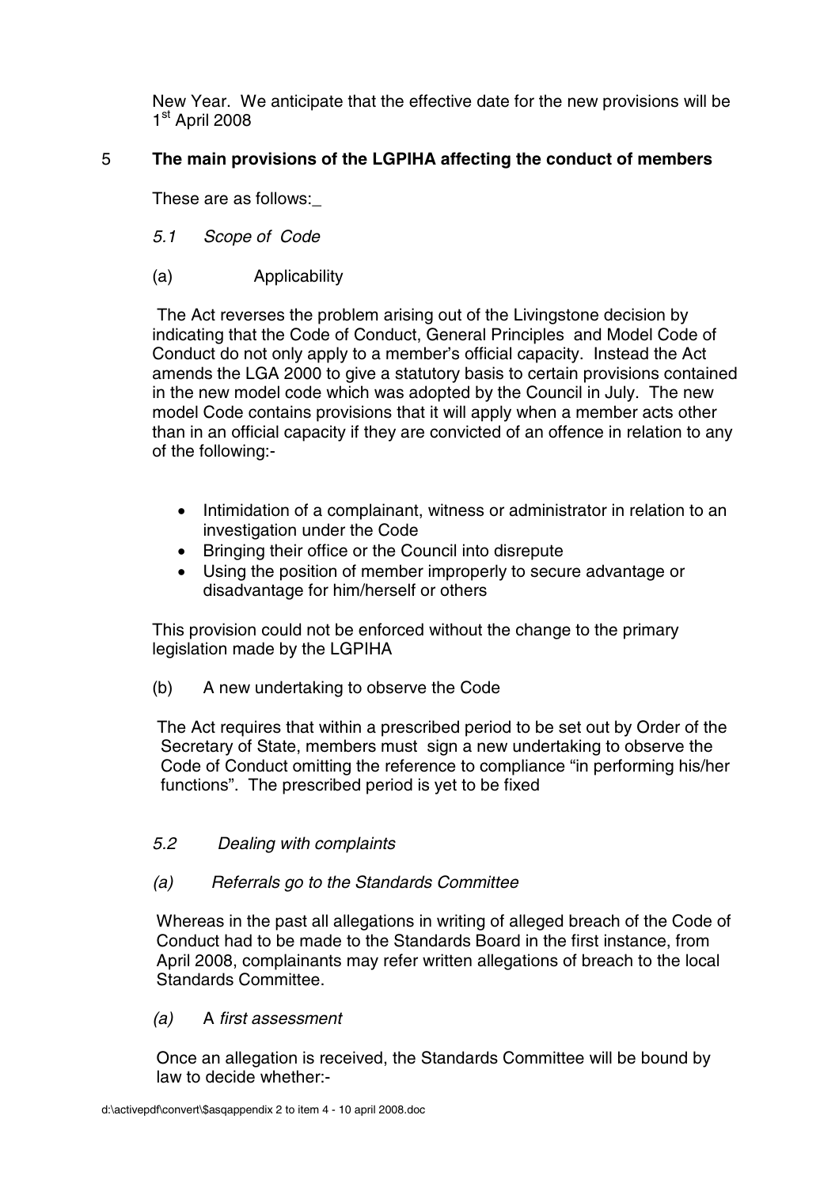New Year. We anticipate that the effective date for the new provisions will be 1st April 2008

## 5 The main provisions of the LGPIHA affecting the conduct of members

These are as follows:_

*5.1 Scope of Code*

(a) Applicability

The Act reverses the problem arising out of the Livingstone decision by indicating that the Code of Conduct, General Principles and Model Code of Conduct do not only apply to a member's official capacity. Instead the Act amends the LGA 2000 to give a statutory basis to certain provisions contained in the new model code which was adopted by the Council in July. The new model Code contains provisions that it will apply when a member acts other than in an official capacity if they are convicted of an offence in relation to any of the following:-

- Intimidation of a complainant, witness or administrator in relation to an investigation under the Code
- Bringing their office or the Council into disrepute
- Using the position of member improperly to secure advantage or disadvantage for him/herself or others

This provision could not be enforced without the change to the primary legislation made by the LGPIHA

(b) A new undertaking to observe the Code

The Act requires that within a prescribed period to be set out by Order of the Secretary of State, members must sign a new undertaking to observe the Code of Conduct omitting the reference to compliance "in performing his/her functions". The prescribed period is yet to be fixed

*5.2 Dealing with complaints*

*(a) Referrals go to the Standards Committee*

Whereas in the past all allegations in writing of alleged breach of the Code of Conduct had to be made to the Standards Board in the first instance, from April 2008, complainants may refer written allegations of breach to the local Standards Committee.

*(a)* A *first assessment*

Once an allegation is received, the Standards Committee will be bound by law to decide whether:-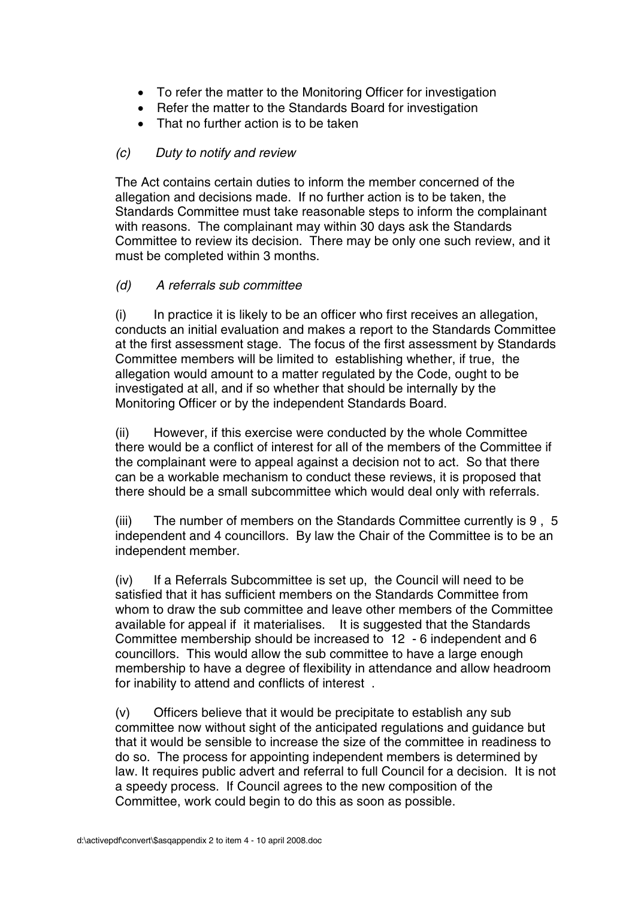- To refer the matter to the Monitoring Officer for investigation
- Refer the matter to the Standards Board for investigation
- That no further action is to be taken

*(c) Duty to notify and review*

The Act contains certain duties to inform the member concerned of the allegation and decisions made. If no further action is to be taken, the Standards Committee must take reasonable steps to inform the complainant with reasons. The complainant may within 30 days ask the Standards Committee to review its decision. There may be only one such review, and it must be completed within 3 months.

*(d) A referrals sub committee*

(i) In practice it is likely to be an officer who first receives an allegation, conducts an initial evaluation and makes a report to the Standards Committee at the first assessment stage. The focus of the first assessment by Standards Committee members will be limited to establishing whether, if true, the allegation would amount to a matter regulated by the Code, ought to be investigated at all, and if so whether that should be internally by the Monitoring Officer or by the independent Standards Board.

(ii) However, if this exercise were conducted by the whole Committee there would be a conflict of interest for all of the members of the Committee if the complainant were to appeal against a decision not to act. So that there can be a workable mechanism to conduct these reviews, it is proposed that there should be a small subcommittee which would deal only with referrals.

(iii) The number of members on the Standards Committee currently is 9 , 5 independent and 4 councillors. By law the Chair of the Committee is to be an independent member.

(iv) If a Referrals Subcommittee is set up, the Council will need to be satisfied that it has sufficient members on the Standards Committee from whom to draw the sub committee and leave other members of the Committee available for appeal if it materialises. It is suggested that the Standards Committee membership should be increased to 12 - 6 independent and 6 councillors. This would allow the sub committee to have a large enough membership to have a degree of flexibility in attendance and allow headroom for inability to attend and conflicts of interest .

(v) Officers believe that it would be precipitate to establish any sub committee now without sight of the anticipated regulations and guidance but that it would be sensible to increase the size of the committee in readiness to do so. The process for appointing independent members is determined by law. It requires public advert and referral to full Council for a decision. It is not a speedy process. If Council agrees to the new composition of the Committee, work could begin to do this as soon as possible.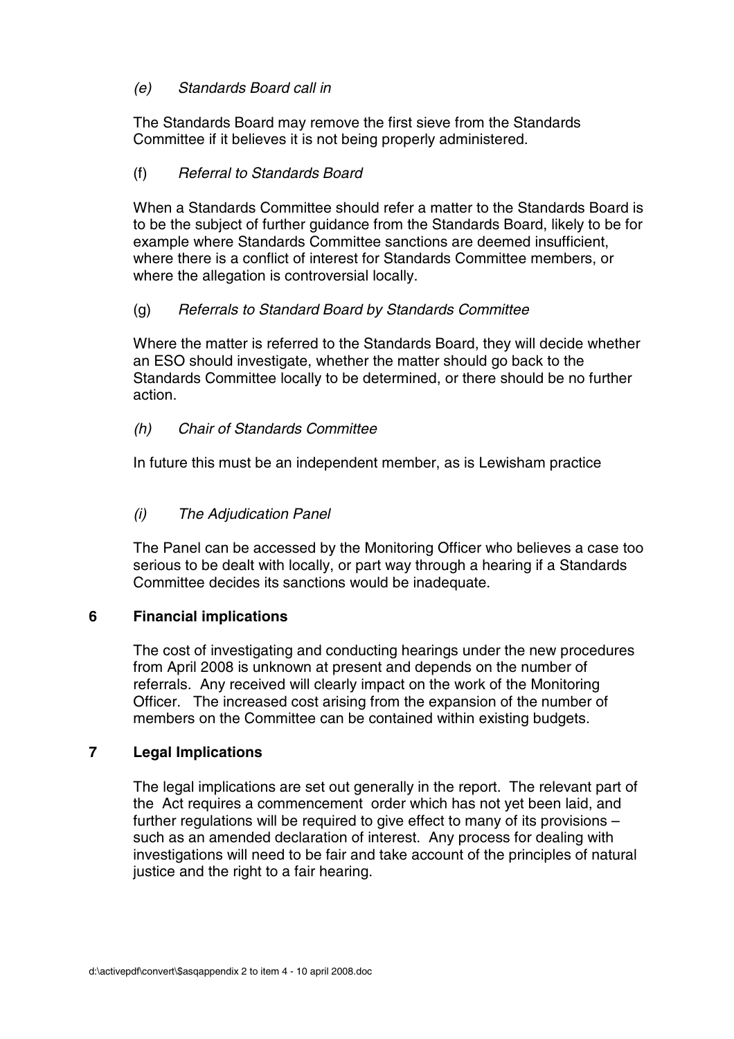*(e) Standards Board call in*

The Standards Board may remove the first sieve from the Standards Committee if it believes it is not being properly administered.

(f) *Referral to Standards Board*

When a Standards Committee should refer a matter to the Standards Board is to be the subject of further guidance from the Standards Board, likely to be for example where Standards Committee sanctions are deemed insufficient, where there is a conflict of interest for Standards Committee members, or where the allegation is controversial locally.

(g) *Referrals to Standard Board by Standards Committee*

Where the matter is referred to the Standards Board, they will decide whether an ESO should investigate, whether the matter should go back to the Standards Committee locally to be determined, or there should be no further action.

*(h) Chair of Standards Committee*

In future this must be an independent member, as is Lewisham practice

*(i) The Adjudication Panel*

The Panel can be accessed by the Monitoring Officer who believes a case too serious to be dealt with locally, or part way through a hearing if a Standards Committee decides its sanctions would be inadequate.

## 6 Financial implications

The cost of investigating and conducting hearings under the new procedures from April 2008 is unknown at present and depends on the number of referrals. Any received will clearly impact on the work of the Monitoring Officer. The increased cost arising from the expansion of the number of members on the Committee can be contained within existing budgets.

## 7 Legal Implications

The legal implications are set out generally in the report. The relevant part of the Act requires a commencement order which has not yet been laid, and further regulations will be required to give effect to many of its provisions – such as an amended declaration of interest. Any process for dealing with investigations will need to be fair and take account of the principles of natural justice and the right to a fair hearing.

d:\activepdf\convert\$asqappendix 2 to item 4 - 10 april 2008.doc